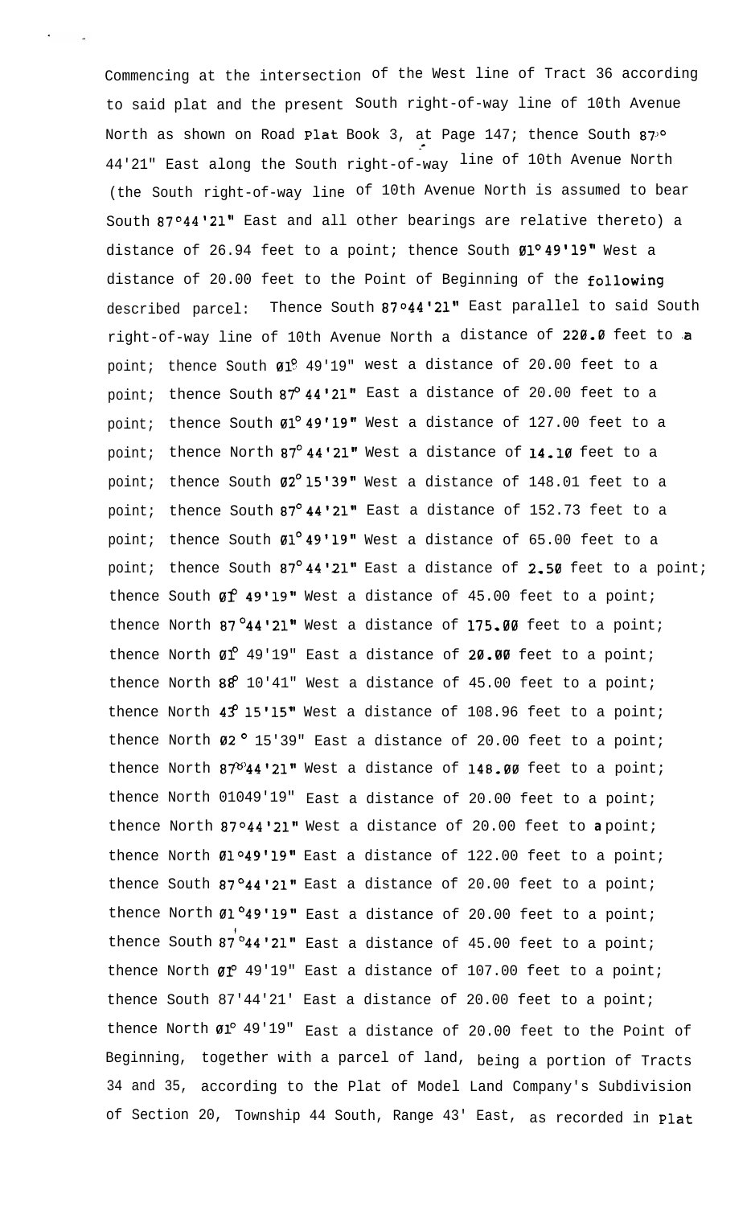Commencing at the intersection of the West line of Tract 36 according to said plat and the present South right-of-way line of 10th Avenue North as shown on Road Plat Book 3, at Page 147; thence South 87° 44'21" East along the South right-of-way line of 10th Avenue North (the South right-of-way line of 10th Avenue North is assumed to bear South 87°44'21" East and all other bearings are relative thereto) a distance of 26.94 feet to a point; thence South 01°49'19" West a distance of 20.00 feet to the Point of Beginning of the following described parcel: Thence South 87°44'21" East parallel to said South right-of-way line of 10th Avenue North a distance of 220.0 feet to a point; thence South 01° 49'19" west a distance of 20.00 feet to a point; thence South 87° 44'21" East a distance of 20.00 feet to a point; thence South 01° 49'19" West a distance of 127.00 feet to a point; thence North 87° 44'21" West a distance of 14.10 feet to a point; thence South 02° 15'39" West a distance of 148.01 feet to a point; thence South 87° 44'21" East a distance of 152.73 feet to a point; thence South 01° 49'19" West a distance of 65.00 feet to a point; thence South 87° 44'21" East a distance of 2.50 feet to a point; thence South 01° 49'19" West a distance of 45.00 feet to a point; thence North 87°44'21" West a distance of 175.00 feet to a point; thence North 01° 49'19" East a distance of 20.00 feet to a point; thence North 88° 10'41" West a distance of 45.00 feet to a point; thence North 43° 15'15" West a distance of 108.96 feet to a point; thence North 02° 15'39" East a distance of 20.00 feet to a point; thence North 87°44'21" West a distance of 148.00 feet to a point; thence North 01049'19" East a distance of 20.00 feet to a point; thence North 87°44'21" West a distance of 20.00 feet to a point; thence North 01°49'19" East a distance of 122.00 feet to a point; thence South 87°44'21" East a distance of 20.00 feet to a point; thence North 01°49'19" East a distance of 20.00 feet to a point; thence South 87°44'21" East a distance of 45.00 feet to a point; thence North 01° 49'19" East a distance of 107.00 feet to a point; thence South 87'44'21' East a distance of 20.00 feet to a point; thence North 01° 49'19" East a distance of 20.00 feet to the Point of Beginning, together with a parcel of land, being a portion of Tracts 34 and 35, according to the Plat of Model Land Company's Subdivision of Section 20, Township 44 South, Range 43' East, as recorded in Plat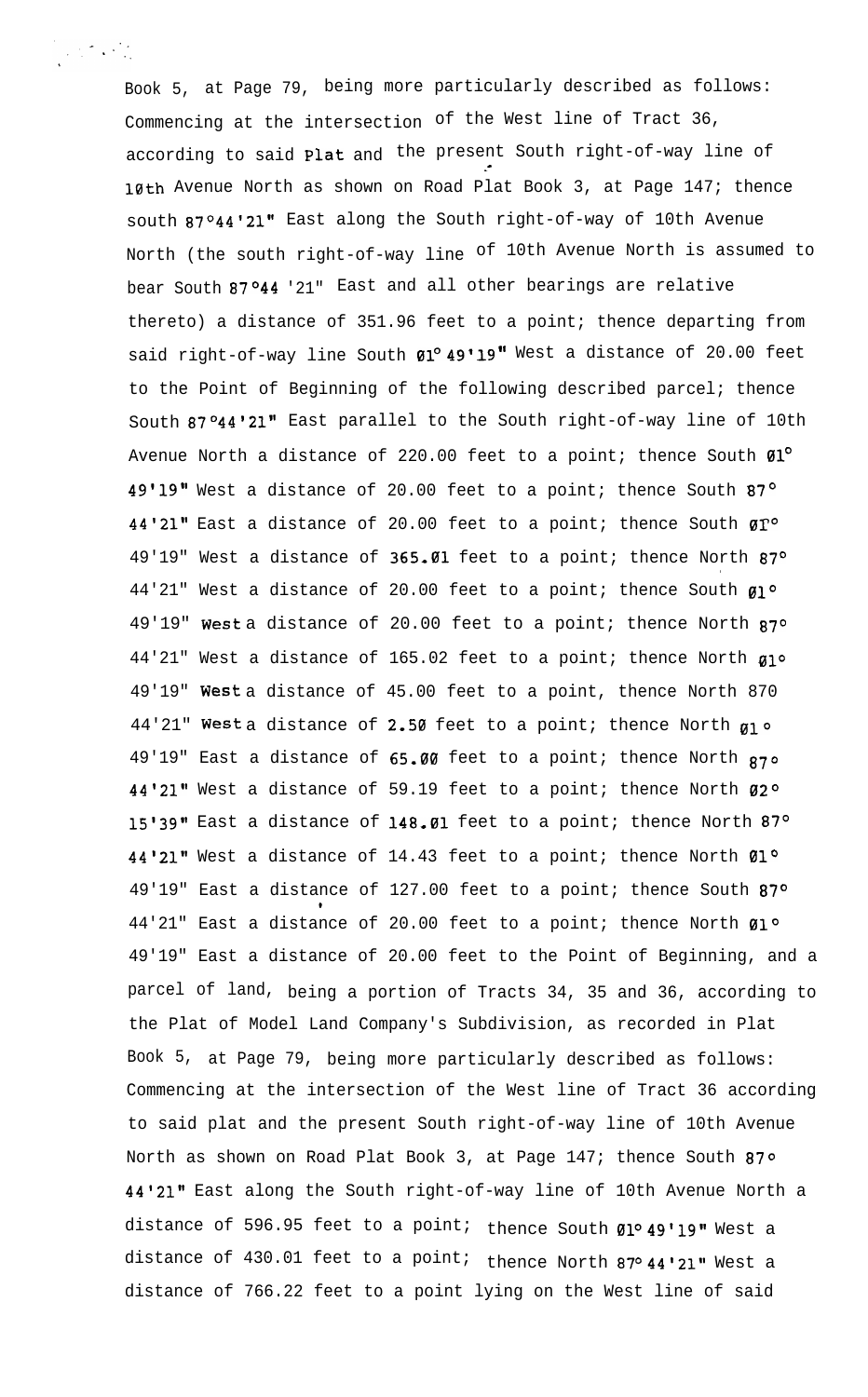Book 5, at Page 79, being more particularly described as follows: Commencing at the intersection of the West line of Tract 36, according to said Plat and the present South right-of-way line of 10th Avenue North as shown on Road Plat Book 3, at Page 147; thence south 87°44'21" East along the South right-of-way of 10th Avenue North (the south right-of-way line of 10th Avenue North is assumed to bear South 87°44 '21" East and all other bearings are relative thereto) a distance of 351.96 feet to a point; thence departing from said right-of-way line South 01° 49'19" West a distance of 20.00 feet to the Point of Beginning of the following described parcel; thence South 87°44'21" East parallel to the South right-of-way line of 10th Avenue North a distance of 220.00 feet to a point; thence South 01° 49'19" West a distance of 20.00 feet to a point; thence South 87° 44'21" East a distance of 20.00 feet to a point; thence South 01° 49'19" West a distance of 365.01 feet to a point; thence North 87° 44'21" West a distance of 20.00 feet to a point; thence South 01° 49'19" West a distance of 20.00 feet to a point; thence North 87° 44'21" West a distance of 165.02 feet to a point; thence North 01° 49'19" West a distance of 45.00 feet to a point, thence North 870 44'21" West a distance of 2.50 feet to a point; thence North 01° 49'19" East a distance of 65.00 feet to a point; thence North 87° 44'21" West a distance of 59.19 feet to a point; thence North 02° 15'39" East a distance of 148.01 feet to a point; thence North 87° 44'21" West a distance of 14.43 feet to a point; thence North 01° 49'19" East a distance of 127.00 feet to a point; thence South 87° 44'21" East a distance of 20.00 feet to a point; thence North 01° 49'19" East a distance of 20.00 feet to the Point of Beginning, and a parcel of land, being a portion of Tracts 34, 35 and 36, according to the Plat of Model Land Company's Subdivision, as recorded in Plat Book 5, at Page 79, being more particularly described as follows: Commencing at the intersection of the West line of Tract 36 according to said plat and the present South right-of-way line of 10th Avenue North as shown on Road Plat Book 3, at Page 147; thence South 87° 44'21" East along the South right-of-way line of 10th Avenue North a distance of 596.95 feet to a point; thence South 01° 49'19" West a distance of 430.01 feet to a point; thence North 87° 44'21" West a distance of 766.22 feet to a point lying on the West line of said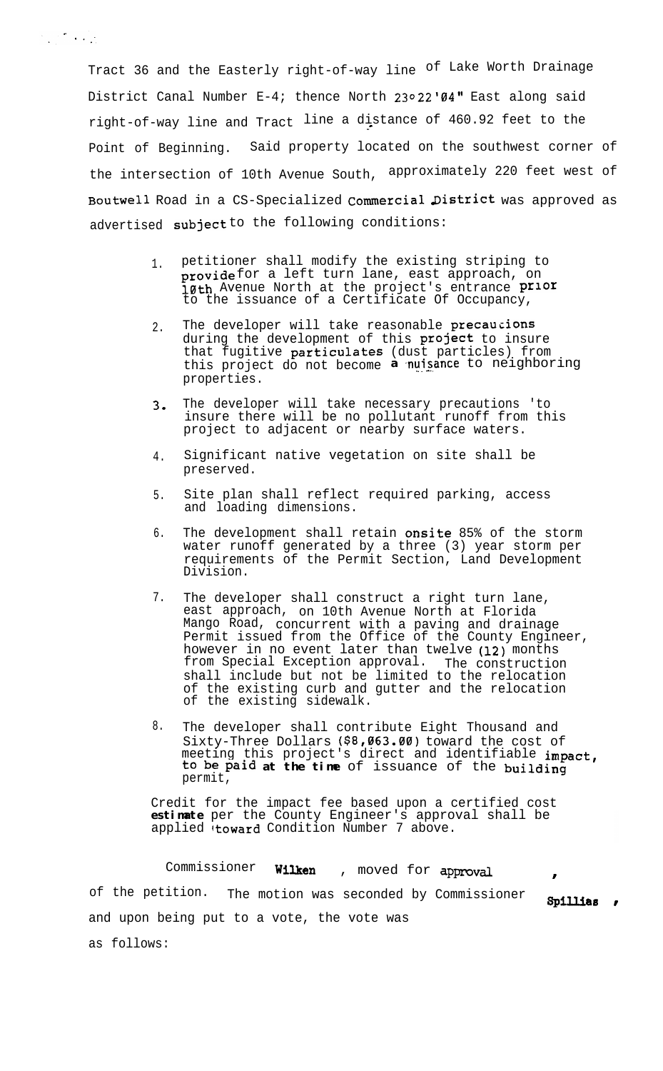Tract 36 and the Easterly right-of-way line of Lake Worth Drainage District Canal Number E-4; thence North 23°22'04" East along said right-of-way line and Tract line a distance of 460.92 feet to the Point of Beginning. Said property located on the southwest corner of the intersection of 10th Avenue South, approximately 220 feet west of Boutwell Road in a CS-Specialized Commercial District was approved as advertised subject to the following conditions:

1. petitioner shall modify the existing striping to provide for a left turn lane, east approach, on 10th Avenue North at the project's entrance prior to the issuance of a Certificate Of Occupancy,

2. The developer will take reasonable precautions during the development of this project to insure that fugitive particulates (dust particles) from this project do not become a nuisance to neighboring properties.

3. The developer will take necessary precautions 'to insure there will be no pollutant runoff from this project to adjacent or nearby surface waters.

4. Significant native vegetation on site shall be preserved.

5. Site plan shall reflect required parking, access and loading dimensions.

6. The development shall retain onsite 85% of the storm water runoff generated by a three (3) year storm per requirements of the Permit Section, Land Development Division.

7. The developer shall construct a right turn lane, east approach, on 10th Avenue North at Florida Mango Road, concurrent with a paving and drainage Permit issued from the Office of the County Engineer, however in no event later than twelve (12) months from Special Exception approval. The construction shall include but not be limited to the relocation of the existing curb and gutter and the relocation of the existing sidewalk.

8. The developer shall contribute Eight Thousand and Sixty-Three Dollars ($8,063.00) toward the cost of meeting this project's direct and identifiable impact, to be paid at the time of issuance of the building permit,

Credit for the impact fee based upon a certified cost estimate per the County Engineer's approval shall be applied toward Condition Number 7 above.

Commissioner Wilken, moved for approval of the petition. The motion was seconded by Commissioner Spillias, and upon being put to a vote, the vote was as follows: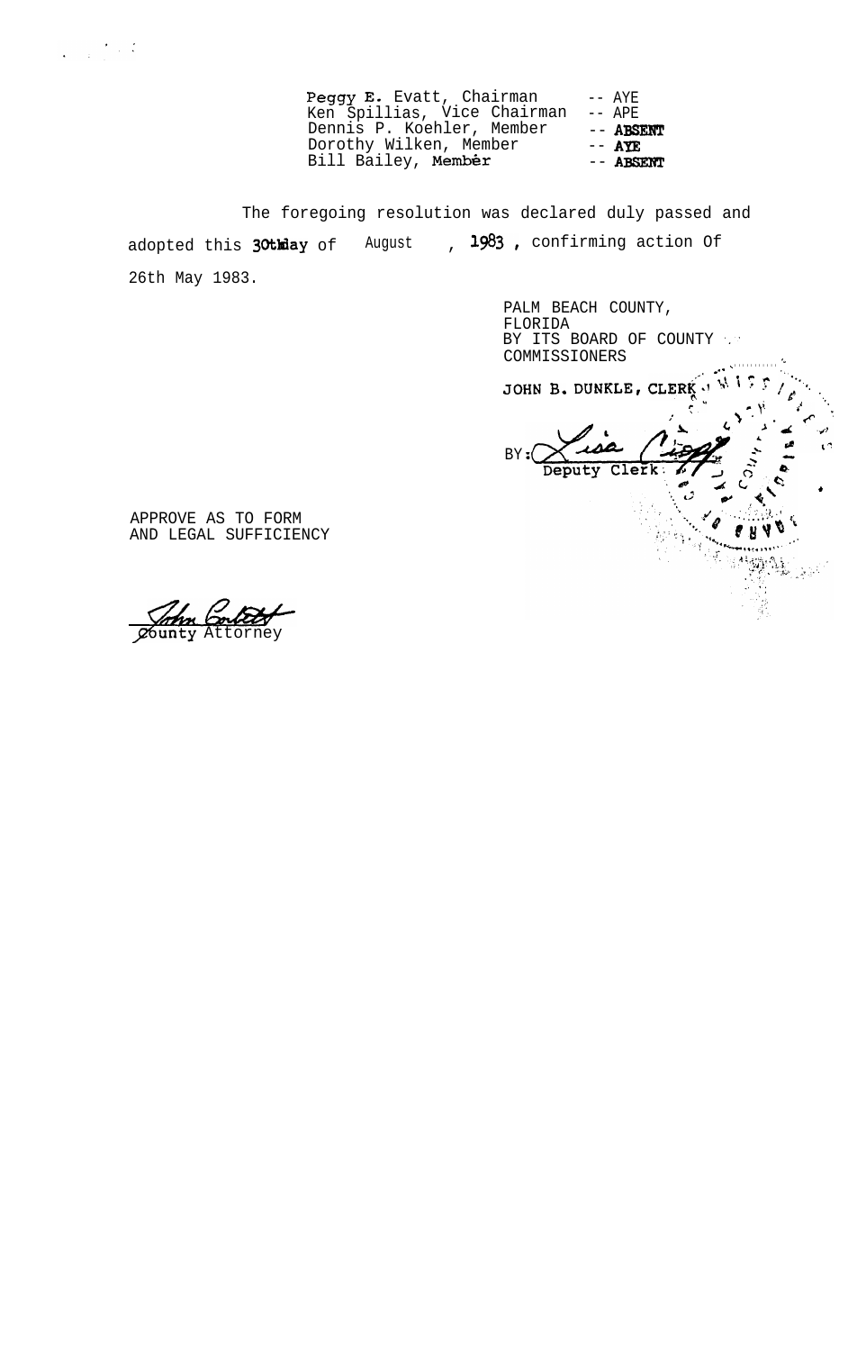| | |
|---|---|
| Peggy E. Evatt, Chairman | -- AYE |
| Ken Spillias, Vice Chairman | -- APE |
| Dennis P. Koehler, Member | -- ABSENT |
| Dorothy Wilken, Member | -- AYE |
| Bill Bailey, Membér | -- ABSENT |

The foregoing resolution was declared duly passed and adopted this 30th day of August , 1983 , confirming action Of 26th May 1983.

PALM BEACH COUNTY, FLORIDA
BY ITS BOARD OF COUNTY COMMISSIONERS

JOHN B. DUNKLE, CLERK

BY: Lisa Cioppi
Deputy Clerk

APPROVE AS TO FORM
AND LEGAL SUFFICIENCY

John Corbett
County Attorney